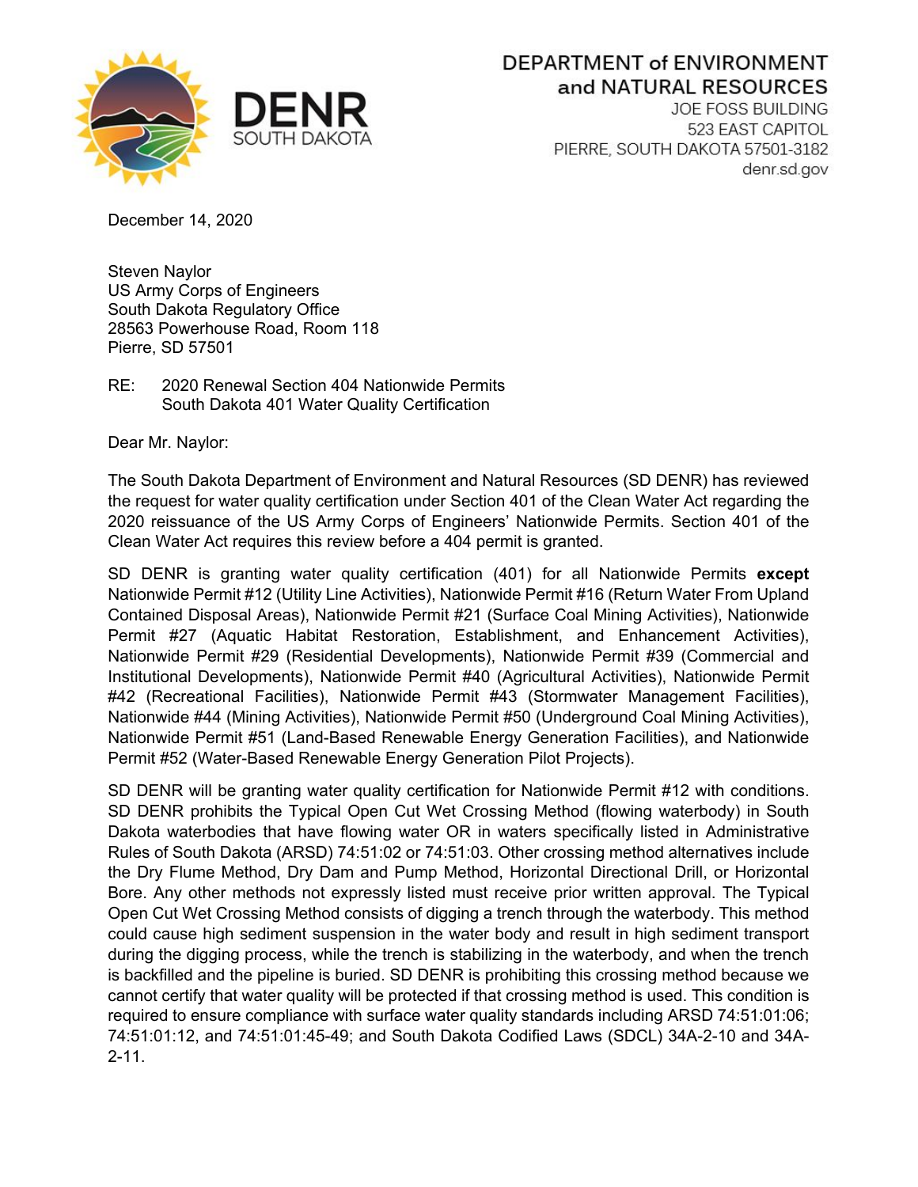**DENR** SOUTH DAKOTA

DEPARTMENT of ENVIRONMENT and NATURAL RESOURCES
JOE FOSS BUILDING
523 EAST CAPITOL
PIERRE, SOUTH DAKOTA 57501-3182
denr.sd.gov

December 14, 2020

Steven Naylor
US Army Corps of Engineers
South Dakota Regulatory Office
28563 Powerhouse Road, Room 118
Pierre, SD 57501

RE: 2020 Renewal Section 404 Nationwide Permits
South Dakota 401 Water Quality Certification

Dear Mr. Naylor:

The South Dakota Department of Environment and Natural Resources (SD DENR) has reviewed the request for water quality certification under Section 401 of the Clean Water Act regarding the 2020 reissuance of the US Army Corps of Engineers' Nationwide Permits. Section 401 of the Clean Water Act requires this review before a 404 permit is granted.

SD DENR is granting water quality certification (401) for all Nationwide Permits **except** Nationwide Permit #12 (Utility Line Activities), Nationwide Permit #16 (Return Water From Upland Contained Disposal Areas), Nationwide Permit #21 (Surface Coal Mining Activities), Nationwide Permit #27 (Aquatic Habitat Restoration, Establishment, and Enhancement Activities), Nationwide Permit #29 (Residential Developments), Nationwide Permit #39 (Commercial and Institutional Developments), Nationwide Permit #40 (Agricultural Activities), Nationwide Permit #42 (Recreational Facilities), Nationwide Permit #43 (Stormwater Management Facilities), Nationwide #44 (Mining Activities), Nationwide Permit #50 (Underground Coal Mining Activities), Nationwide Permit #51 (Land-Based Renewable Energy Generation Facilities), and Nationwide Permit #52 (Water-Based Renewable Energy Generation Pilot Projects).

SD DENR will be granting water quality certification for Nationwide Permit #12 with conditions. SD DENR prohibits the Typical Open Cut Wet Crossing Method (flowing waterbody) in South Dakota waterbodies that have flowing water OR in waters specifically listed in Administrative Rules of South Dakota (ARSD) 74:51:02 or 74:51:03. Other crossing method alternatives include the Dry Flume Method, Dry Dam and Pump Method, Horizontal Directional Drill, or Horizontal Bore. Any other methods not expressly listed must receive prior written approval. The Typical Open Cut Wet Crossing Method consists of digging a trench through the waterbody. This method could cause high sediment suspension in the water body and result in high sediment transport during the digging process, while the trench is stabilizing in the waterbody, and when the trench is backfilled and the pipeline is buried. SD DENR is prohibiting this crossing method because we cannot certify that water quality will be protected if that crossing method is used. This condition is required to ensure compliance with surface water quality standards including ARSD 74:51:01:06; 74:51:01:12, and 74:51:01:45-49; and South Dakota Codified Laws (SDCL) 34A-2-10 and 34A-2-11.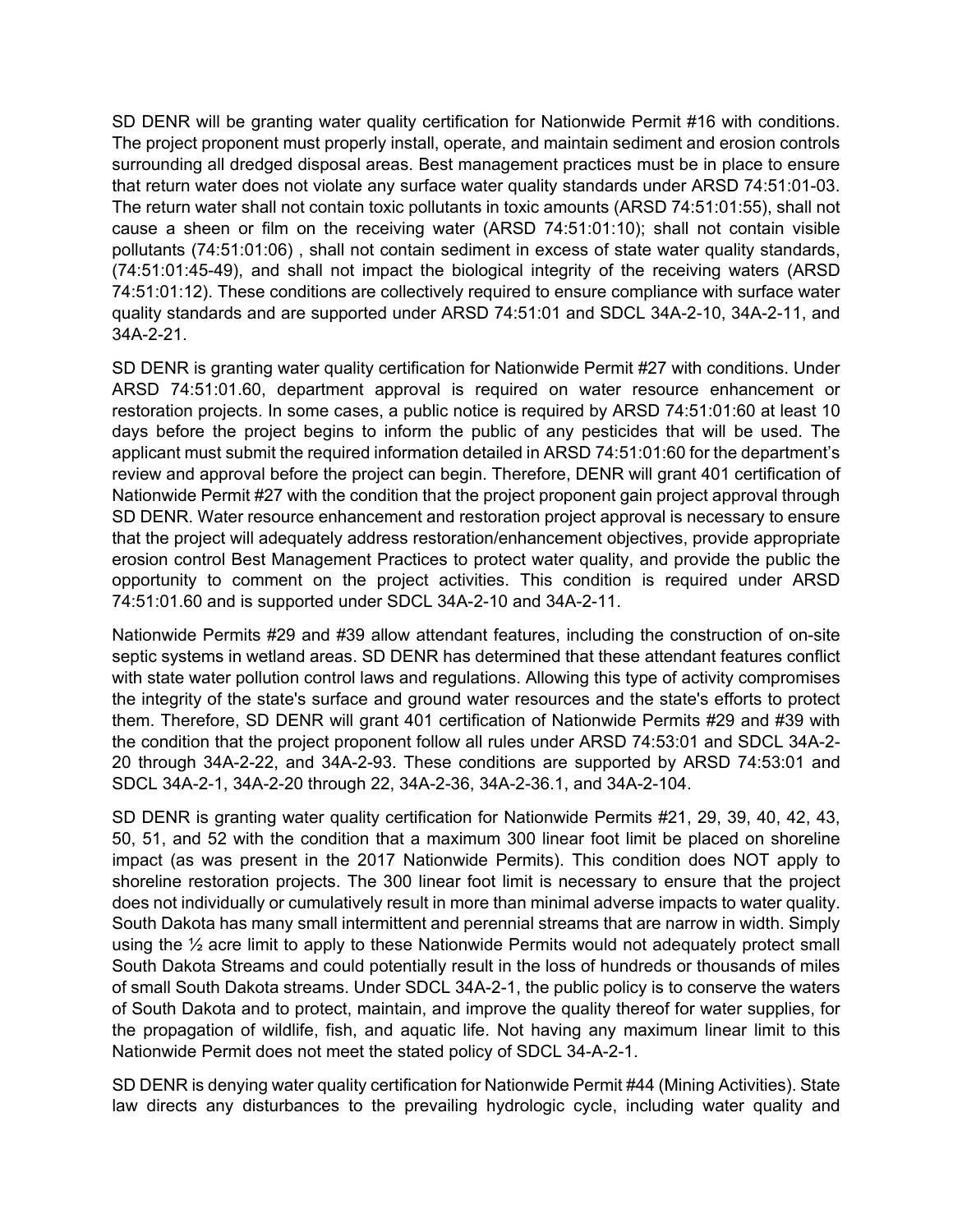SD DENR will be granting water quality certification for Nationwide Permit #16 with conditions. The project proponent must properly install, operate, and maintain sediment and erosion controls surrounding all dredged disposal areas. Best management practices must be in place to ensure that return water does not violate any surface water quality standards under ARSD 74:51:01-03. The return water shall not contain toxic pollutants in toxic amounts (ARSD 74:51:01:55), shall not cause a sheen or film on the receiving water (ARSD 74:51:01:10); shall not contain visible pollutants (74:51:01:06) , shall not contain sediment in excess of state water quality standards, (74:51:01:45-49), and shall not impact the biological integrity of the receiving waters (ARSD 74:51:01:12). These conditions are collectively required to ensure compliance with surface water quality standards and are supported under ARSD 74:51:01 and SDCL 34A-2-10, 34A-2-11, and 34A-2-21.

SD DENR is granting water quality certification for Nationwide Permit #27 with conditions. Under ARSD 74:51:01.60, department approval is required on water resource enhancement or restoration projects. In some cases, a public notice is required by ARSD 74:51:01:60 at least 10 days before the project begins to inform the public of any pesticides that will be used. The applicant must submit the required information detailed in ARSD 74:51:01:60 for the department's review and approval before the project can begin. Therefore, DENR will grant 401 certification of Nationwide Permit #27 with the condition that the project proponent gain project approval through SD DENR. Water resource enhancement and restoration project approval is necessary to ensure that the project will adequately address restoration/enhancement objectives, provide appropriate erosion control Best Management Practices to protect water quality, and provide the public the opportunity to comment on the project activities. This condition is required under ARSD 74:51:01.60 and is supported under SDCL 34A-2-10 and 34A-2-11.

Nationwide Permits #29 and #39 allow attendant features, including the construction of on-site septic systems in wetland areas. SD DENR has determined that these attendant features conflict with state water pollution control laws and regulations. Allowing this type of activity compromises the integrity of the state's surface and ground water resources and the state's efforts to protect them. Therefore, SD DENR will grant 401 certification of Nationwide Permits #29 and #39 with the condition that the project proponent follow all rules under ARSD 74:53:01 and SDCL 34A-2-20 through 34A-2-22, and 34A-2-93. These conditions are supported by ARSD 74:53:01 and SDCL 34A-2-1, 34A-2-20 through 22, 34A-2-36, 34A-2-36.1, and 34A-2-104.

SD DENR is granting water quality certification for Nationwide Permits #21, 29, 39, 40, 42, 43, 50, 51, and 52 with the condition that a maximum 300 linear foot limit be placed on shoreline impact (as was present in the 2017 Nationwide Permits). This condition does NOT apply to shoreline restoration projects. The 300 linear foot limit is necessary to ensure that the project does not individually or cumulatively result in more than minimal adverse impacts to water quality. South Dakota has many small intermittent and perennial streams that are narrow in width. Simply using the ½ acre limit to apply to these Nationwide Permits would not adequately protect small South Dakota Streams and could potentially result in the loss of hundreds or thousands of miles of small South Dakota streams. Under SDCL 34A-2-1, the public policy is to conserve the waters of South Dakota and to protect, maintain, and improve the quality thereof for water supplies, for the propagation of wildlife, fish, and aquatic life. Not having any maximum linear limit to this Nationwide Permit does not meet the stated policy of SDCL 34-A-2-1.

SD DENR is denying water quality certification for Nationwide Permit #44 (Mining Activities). State law directs any disturbances to the prevailing hydrologic cycle, including water quality and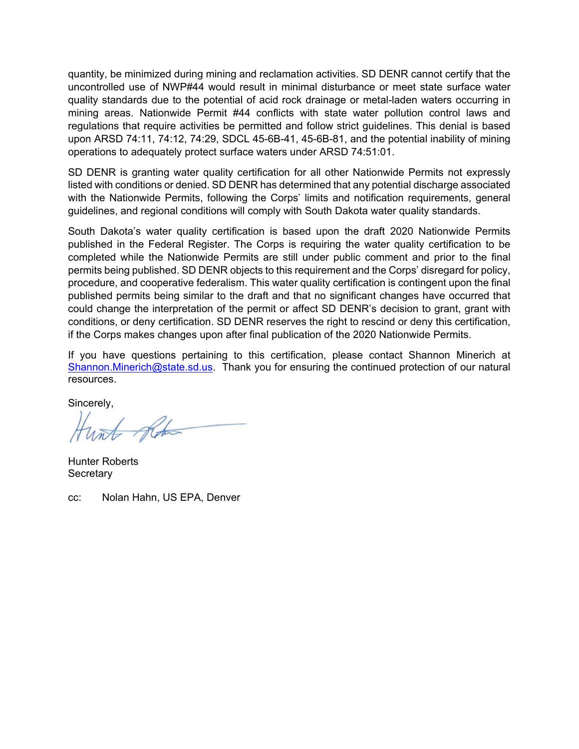quantity, be minimized during mining and reclamation activities. SD DENR cannot certify that the uncontrolled use of NWP#44 would result in minimal disturbance or meet state surface water quality standards due to the potential of acid rock drainage or metal-laden waters occurring in mining areas. Nationwide Permit #44 conflicts with state water pollution control laws and regulations that require activities be permitted and follow strict guidelines. This denial is based upon ARSD 74:11, 74:12, 74:29, SDCL 45-6B-41, 45-6B-81, and the potential inability of mining operations to adequately protect surface waters under ARSD 74:51:01.

SD DENR is granting water quality certification for all other Nationwide Permits not expressly listed with conditions or denied. SD DENR has determined that any potential discharge associated with the Nationwide Permits, following the Corps' limits and notification requirements, general guidelines, and regional conditions will comply with South Dakota water quality standards.

South Dakota's water quality certification is based upon the draft 2020 Nationwide Permits published in the Federal Register. The Corps is requiring the water quality certification to be completed while the Nationwide Permits are still under public comment and prior to the final permits being published. SD DENR objects to this requirement and the Corps' disregard for policy, procedure, and cooperative federalism. This water quality certification is contingent upon the final published permits being similar to the draft and that no significant changes have occurred that could change the interpretation of the permit or affect SD DENR's decision to grant, grant with conditions, or deny certification. SD DENR reserves the right to rescind or deny this certification, if the Corps makes changes upon after final publication of the 2020 Nationwide Permits.

If you have questions pertaining to this certification, please contact Shannon Minerich at Shannon.Minerich@state.sd.us. Thank you for ensuring the continued protection of our natural resources.

Sincerely,

Hunter Roberts
Secretary

cc: Nolan Hahn, US EPA, Denver